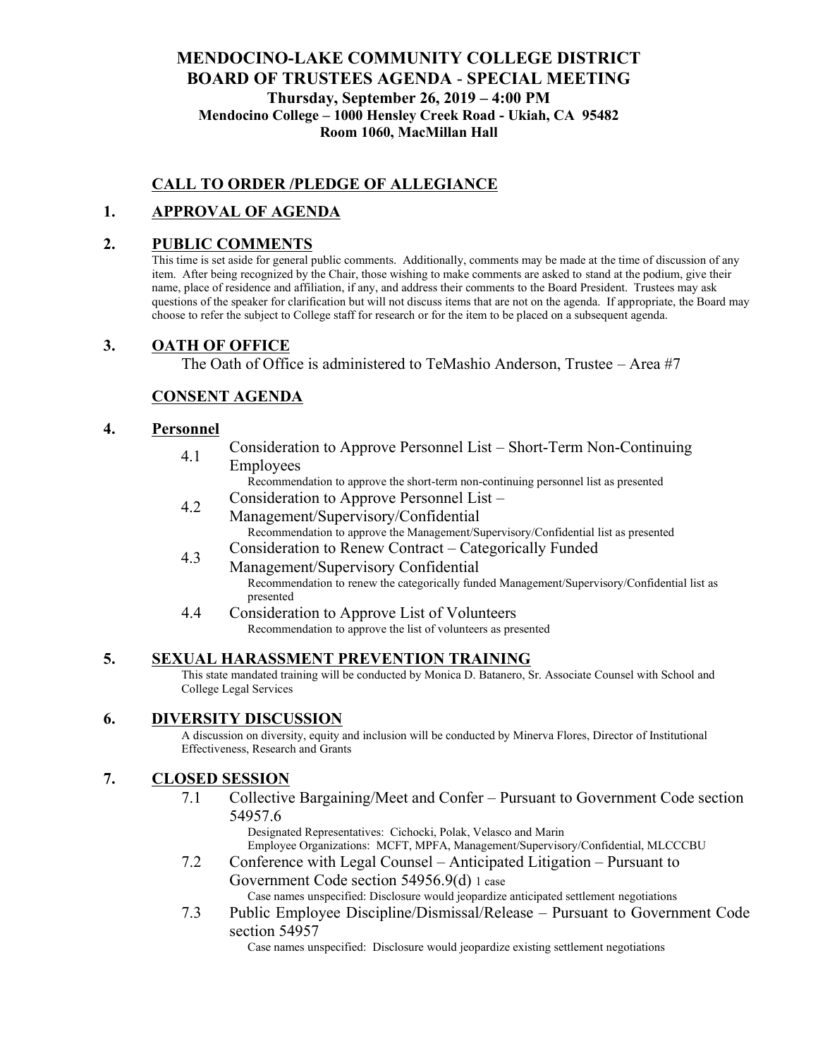# MENDOCINO-LAKE COMMUNITY COLLEGE DISTRICT
## BOARD OF TRUSTEES AGENDA - SPECIAL MEETING

**Thursday, September 26, 2019 – 4:00 PM**
**Mendocino College – 1000 Hensley Creek Road - Ukiah, CA 95482**
**Room 1060, MacMillan Hall**

## CALL TO ORDER /PLEDGE OF ALLEGIANCE

## 1. APPROVAL OF AGENDA

## 2. PUBLIC COMMENTS

This time is set aside for general public comments. Additionally, comments may be made at the time of discussion of any item. After being recognized by the Chair, those wishing to make comments are asked to stand at the podium, give their name, place of residence and affiliation, if any, and address their comments to the Board President. Trustees may ask questions of the speaker for clarification but will not discuss items that are not on the agenda. If appropriate, the Board may choose to refer the subject to College staff for research or for the item to be placed on a subsequent agenda.

## 3. OATH OF OFFICE

The Oath of Office is administered to TeMashio Anderson, Trustee – Area #7

## CONSENT AGENDA

## 4. Personnel

4.1 Consideration to Approve Personnel List – Short-Term Non-Continuing Employees
Recommendation to approve the short-term non-continuing personnel list as presented

4.2 Consideration to Approve Personnel List – Management/Supervisory/Confidential
Recommendation to approve the Management/Supervisory/Confidential list as presented

4.3 Consideration to Renew Contract – Categorically Funded Management/Supervisory Confidential
Recommendation to renew the categorically funded Management/Supervisory/Confidential list as presented

4.4 Consideration to Approve List of Volunteers
Recommendation to approve the list of volunteers as presented

## 5. SEXUAL HARASSMENT PREVENTION TRAINING

This state mandated training will be conducted by Monica D. Batanero, Sr. Associate Counsel with School and College Legal Services

## 6. DIVERSITY DISCUSSION

A discussion on diversity, equity and inclusion will be conducted by Minerva Flores, Director of Institutional Effectiveness, Research and Grants

## 7. CLOSED SESSION

7.1 Collective Bargaining/Meet and Confer – Pursuant to Government Code section 54957.6
Designated Representatives: Cichocki, Polak, Velasco and Marin
Employee Organizations: MCFT, MPFA, Management/Supervisory/Confidential, MLCCCBU

7.2 Conference with Legal Counsel – Anticipated Litigation – Pursuant to Government Code section 54956.9(d) 1 case
Case names unspecified: Disclosure would jeopardize anticipated settlement negotiations

7.3 Public Employee Discipline/Dismissal/Release – Pursuant to Government Code section 54957
Case names unspecified: Disclosure would jeopardize existing settlement negotiations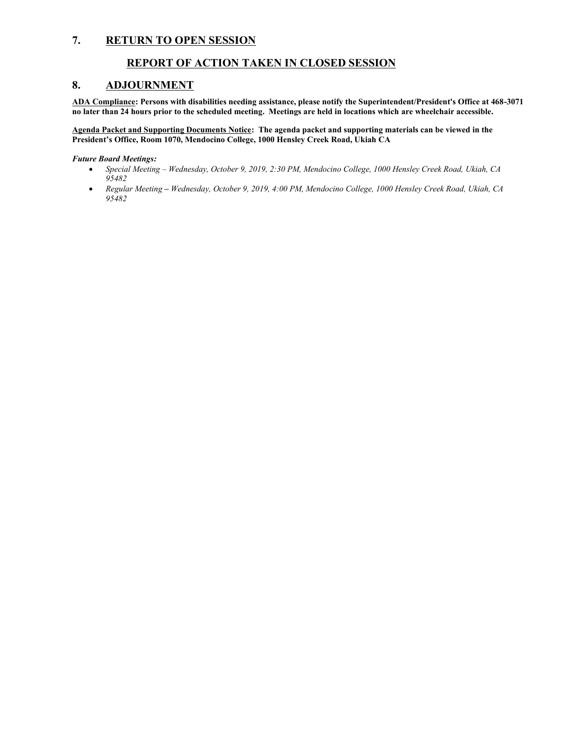## 7. RETURN TO OPEN SESSION

### REPORT OF ACTION TAKEN IN CLOSED SESSION

## 8. ADJOURNMENT

**ADA Compliance: Persons with disabilities needing assistance, please notify the Superintendent/President's Office at 468-3071 no later than 24 hours prior to the scheduled meeting. Meetings are held in locations which are wheelchair accessible.**

**Agenda Packet and Supporting Documents Notice: The agenda packet and supporting materials can be viewed in the President's Office, Room 1070, Mendocino College, 1000 Hensley Creek Road, Ukiah CA**

***Future Board Meetings:***

- *Special Meeting – Wednesday, October 9, 2019, 2:30 PM, Mendocino College, 1000 Hensley Creek Road, Ukiah, CA 95482*
- *Regular Meeting – Wednesday, October 9, 2019, 4:00 PM, Mendocino College, 1000 Hensley Creek Road, Ukiah, CA 95482*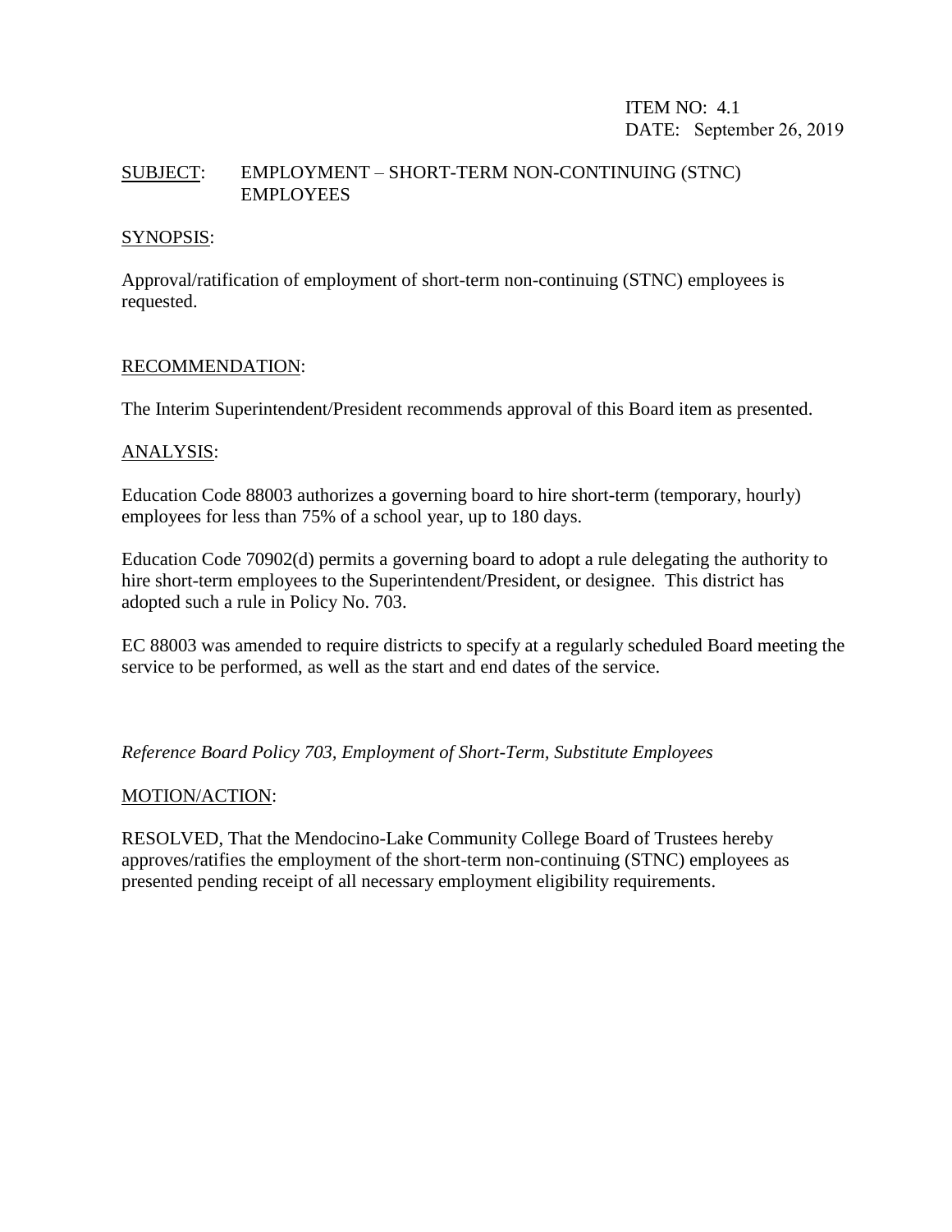ITEM NO: 4.1
DATE: September 26, 2019

SUBJECT: EMPLOYMENT – SHORT-TERM NON-CONTINUING (STNC) EMPLOYEES

SYNOPSIS:

Approval/ratification of employment of short-term non-continuing (STNC) employees is requested.

RECOMMENDATION:

The Interim Superintendent/President recommends approval of this Board item as presented.

ANALYSIS:

Education Code 88003 authorizes a governing board to hire short-term (temporary, hourly) employees for less than 75% of a school year, up to 180 days.

Education Code 70902(d) permits a governing board to adopt a rule delegating the authority to hire short-term employees to the Superintendent/President, or designee. This district has adopted such a rule in Policy No. 703.

EC 88003 was amended to require districts to specify at a regularly scheduled Board meeting the service to be performed, as well as the start and end dates of the service.

*Reference Board Policy 703, Employment of Short-Term, Substitute Employees*

MOTION/ACTION:

RESOLVED, That the Mendocino-Lake Community College Board of Trustees hereby approves/ratifies the employment of the short-term non-continuing (STNC) employees as presented pending receipt of all necessary employment eligibility requirements.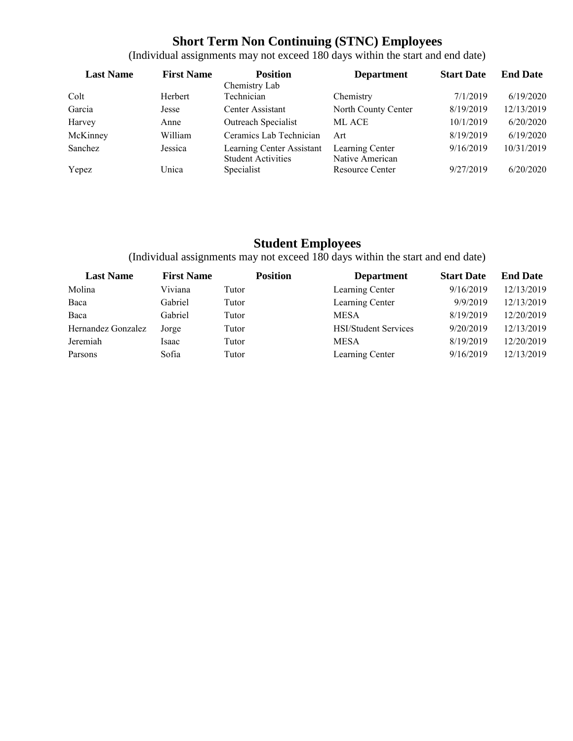## Short Term Non Continuing (STNC) Employees

(Individual assignments may not exceed 180 days within the start and end date)

| Last Name | First Name | Position | Department | Start Date | End Date |
|---|---|---|---|---|---|
| Colt | Herbert | Chemistry Lab Technician | Chemistry | 7/1/2019 | 6/19/2020 |
| Garcia | Jesse | Center Assistant | North County Center | 8/19/2019 | 12/13/2019 |
| Harvey | Anne | Outreach Specialist | ML ACE | 10/1/2019 | 6/20/2020 |
| McKinney | William | Ceramics Lab Technician | Art | 8/19/2019 | 6/19/2020 |
| Sanchez | Jessica | Learning Center Assistant | Learning Center | 9/16/2019 | 10/31/2019 |
| Yepez | Unica | Student Activities Specialist | Native American Resource Center | 9/27/2019 | 6/20/2020 |

## Student Employees

(Individual assignments may not exceed 180 days within the start and end date)

| Last Name | First Name | Position | Department | Start Date | End Date |
|---|---|---|---|---|---|
| Molina | Viviana | Tutor | Learning Center | 9/16/2019 | 12/13/2019 |
| Baca | Gabriel | Tutor | Learning Center | 9/9/2019 | 12/13/2019 |
| Baca | Gabriel | Tutor | MESA | 8/19/2019 | 12/20/2019 |
| Hernandez Gonzalez | Jorge | Tutor | HSI/Student Services | 9/20/2019 | 12/13/2019 |
| Jeremiah | Isaac | Tutor | MESA | 8/19/2019 | 12/20/2019 |
| Parsons | Sofia | Tutor | Learning Center | 9/16/2019 | 12/13/2019 |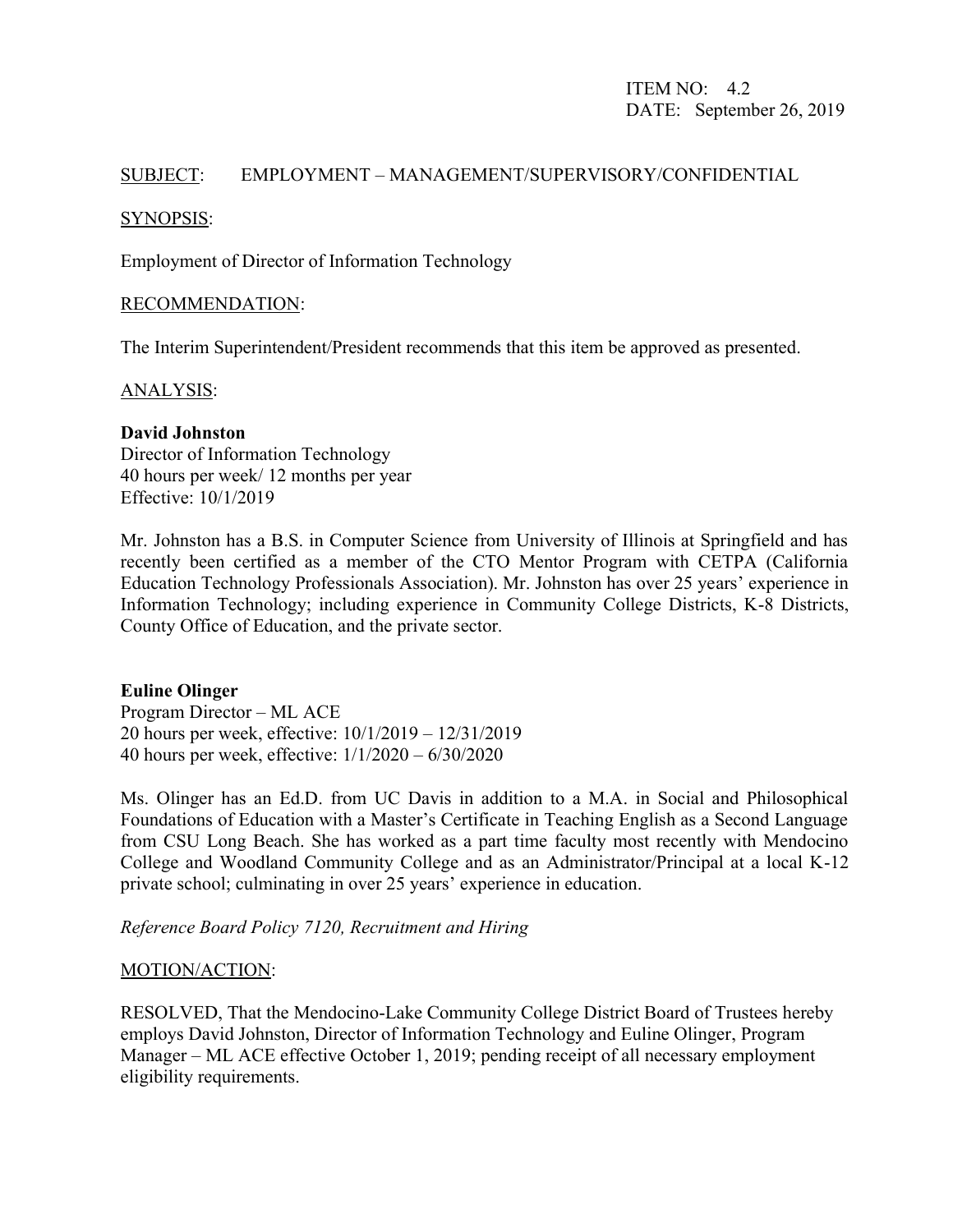ITEM NO: 4.2
DATE: September 26, 2019

SUBJECT: EMPLOYMENT – MANAGEMENT/SUPERVISORY/CONFIDENTIAL

SYNOPSIS:

Employment of Director of Information Technology

RECOMMENDATION:

The Interim Superintendent/President recommends that this item be approved as presented.

ANALYSIS:

**David Johnston**
Director of Information Technology
40 hours per week/ 12 months per year
Effective: 10/1/2019

Mr. Johnston has a B.S. in Computer Science from University of Illinois at Springfield and has recently been certified as a member of the CTO Mentor Program with CETPA (California Education Technology Professionals Association). Mr. Johnston has over 25 years' experience in Information Technology; including experience in Community College Districts, K-8 Districts, County Office of Education, and the private sector.

**Euline Olinger**
Program Director – ML ACE
20 hours per week, effective: 10/1/2019 – 12/31/2019
40 hours per week, effective: 1/1/2020 – 6/30/2020

Ms. Olinger has an Ed.D. from UC Davis in addition to a M.A. in Social and Philosophical Foundations of Education with a Master's Certificate in Teaching English as a Second Language from CSU Long Beach. She has worked as a part time faculty most recently with Mendocino College and Woodland Community College and as an Administrator/Principal at a local K-12 private school; culminating in over 25 years' experience in education.

*Reference Board Policy 7120, Recruitment and Hiring*

MOTION/ACTION:

RESOLVED, That the Mendocino-Lake Community College District Board of Trustees hereby employs David Johnston, Director of Information Technology and Euline Olinger, Program Manager – ML ACE effective October 1, 2019; pending receipt of all necessary employment eligibility requirements.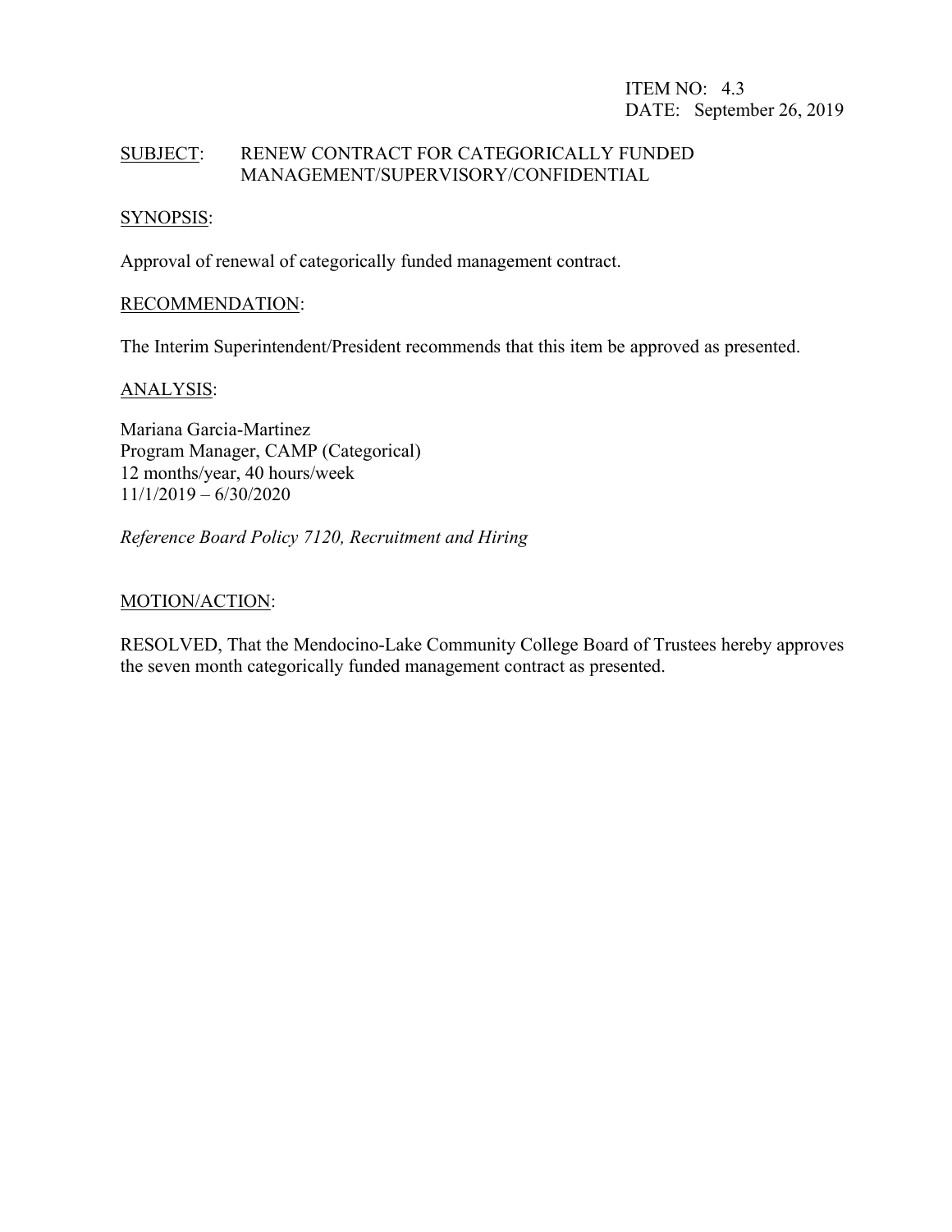ITEM NO: 4.3
DATE: September 26, 2019

SUBJECT: RENEW CONTRACT FOR CATEGORICALLY FUNDED MANAGEMENT/SUPERVISORY/CONFIDENTIAL

SYNOPSIS:

Approval of renewal of categorically funded management contract.

RECOMMENDATION:

The Interim Superintendent/President recommends that this item be approved as presented.

ANALYSIS:

Mariana Garcia-Martinez
Program Manager, CAMP (Categorical)
12 months/year, 40 hours/week
11/1/2019 – 6/30/2020

*Reference Board Policy 7120, Recruitment and Hiring*

MOTION/ACTION:

RESOLVED, That the Mendocino-Lake Community College Board of Trustees hereby approves the seven month categorically funded management contract as presented.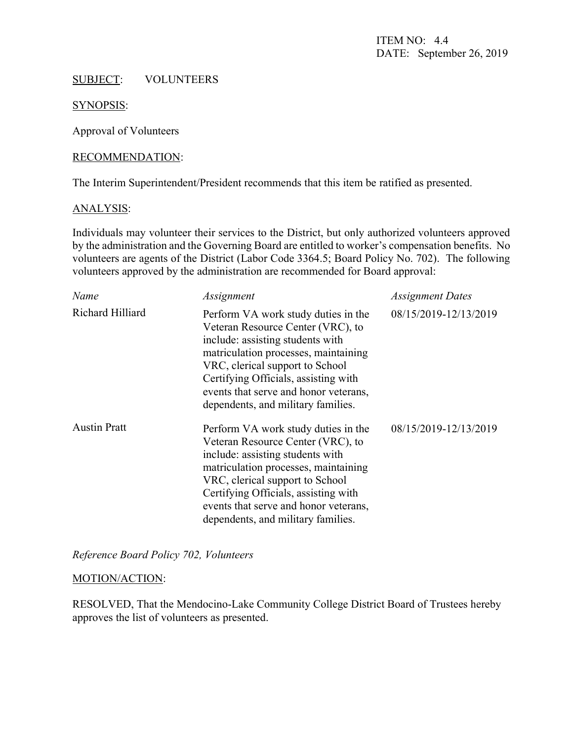ITEM NO: 4.4
DATE: September 26, 2019

SUBJECT: VOLUNTEERS

SYNOPSIS:

Approval of Volunteers

RECOMMENDATION:

The Interim Superintendent/President recommends that this item be ratified as presented.

ANALYSIS:

Individuals may volunteer their services to the District, but only authorized volunteers approved by the administration and the Governing Board are entitled to worker's compensation benefits. No volunteers are agents of the District (Labor Code 3364.5; Board Policy No. 702). The following volunteers approved by the administration are recommended for Board approval:

| *Name* | *Assignment* | *Assignment Dates* |
|---|---|---|
| Richard Hilliard | Perform VA work study duties in the Veteran Resource Center (VRC), to include: assisting students with matriculation processes, maintaining VRC, clerical support to School Certifying Officials, assisting with events that serve and honor veterans, dependents, and military families. | 08/15/2019-12/13/2019 |
| Austin Pratt | Perform VA work study duties in the Veteran Resource Center (VRC), to include: assisting students with matriculation processes, maintaining VRC, clerical support to School Certifying Officials, assisting with events that serve and honor veterans, dependents, and military families. | 08/15/2019-12/13/2019 |

*Reference Board Policy 702, Volunteers*

MOTION/ACTION:

RESOLVED, That the Mendocino-Lake Community College District Board of Trustees hereby approves the list of volunteers as presented.